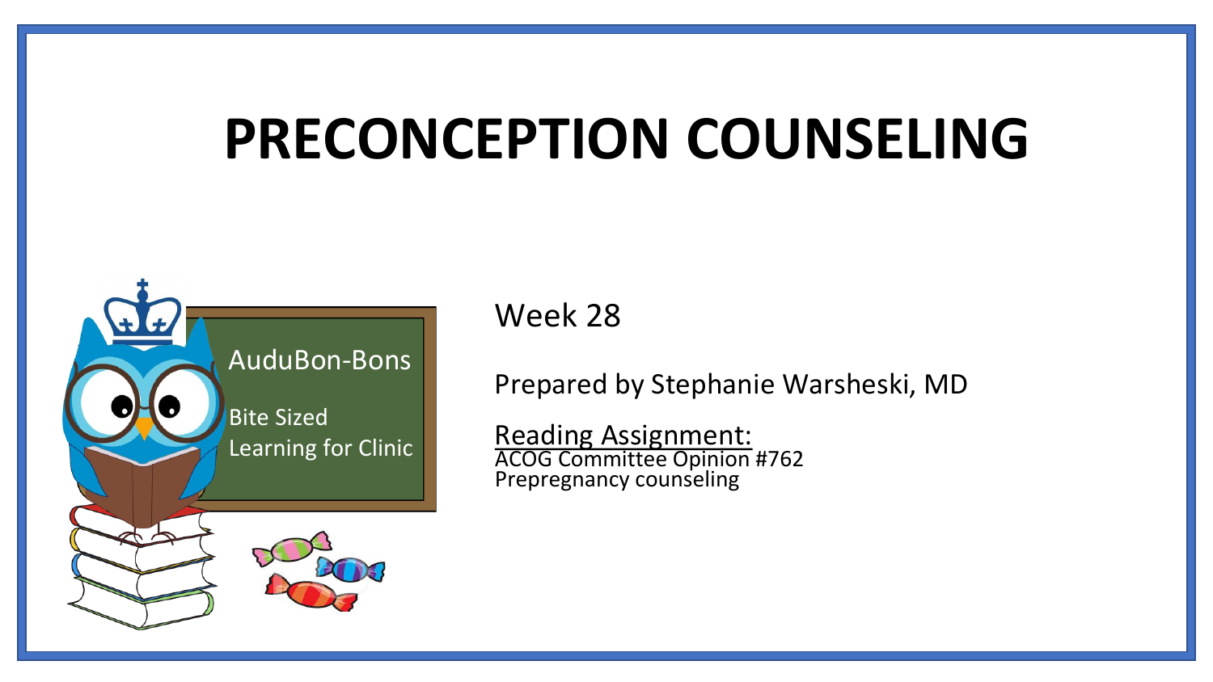# PRECONCEPTION COUNSELING

AuduBon-Bons

Bite Sized Learning for Clinic

Week 28

Prepared by Stephanie Warsheski, MD

Reading Assignment:
ACOG Committee Opinion #762
Prepregnancy counseling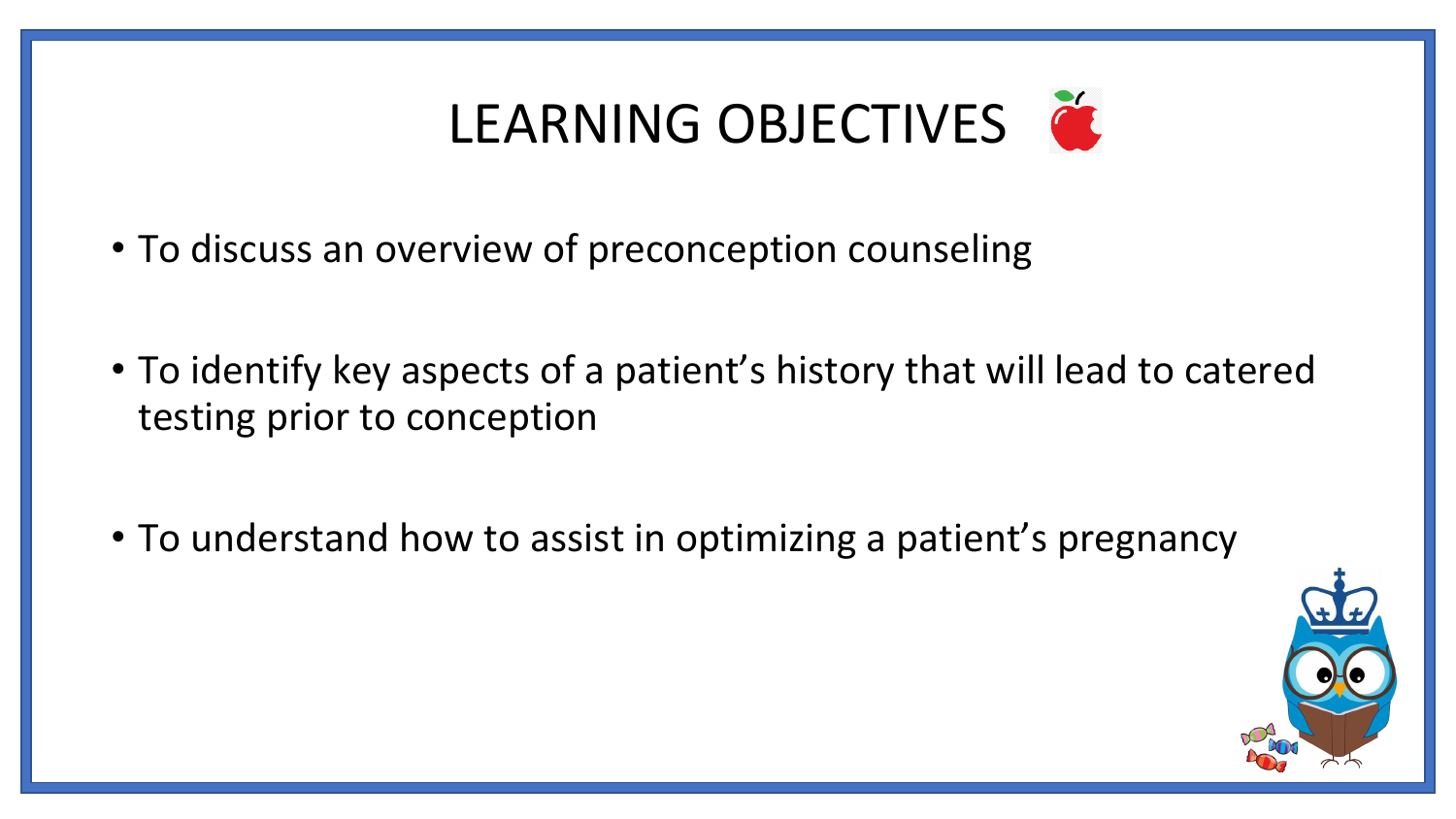# LEARNING OBJECTIVES

- To discuss an overview of preconception counseling
- To identify key aspects of a patient's history that will lead to catered testing prior to conception
- To understand how to assist in optimizing a patient's pregnancy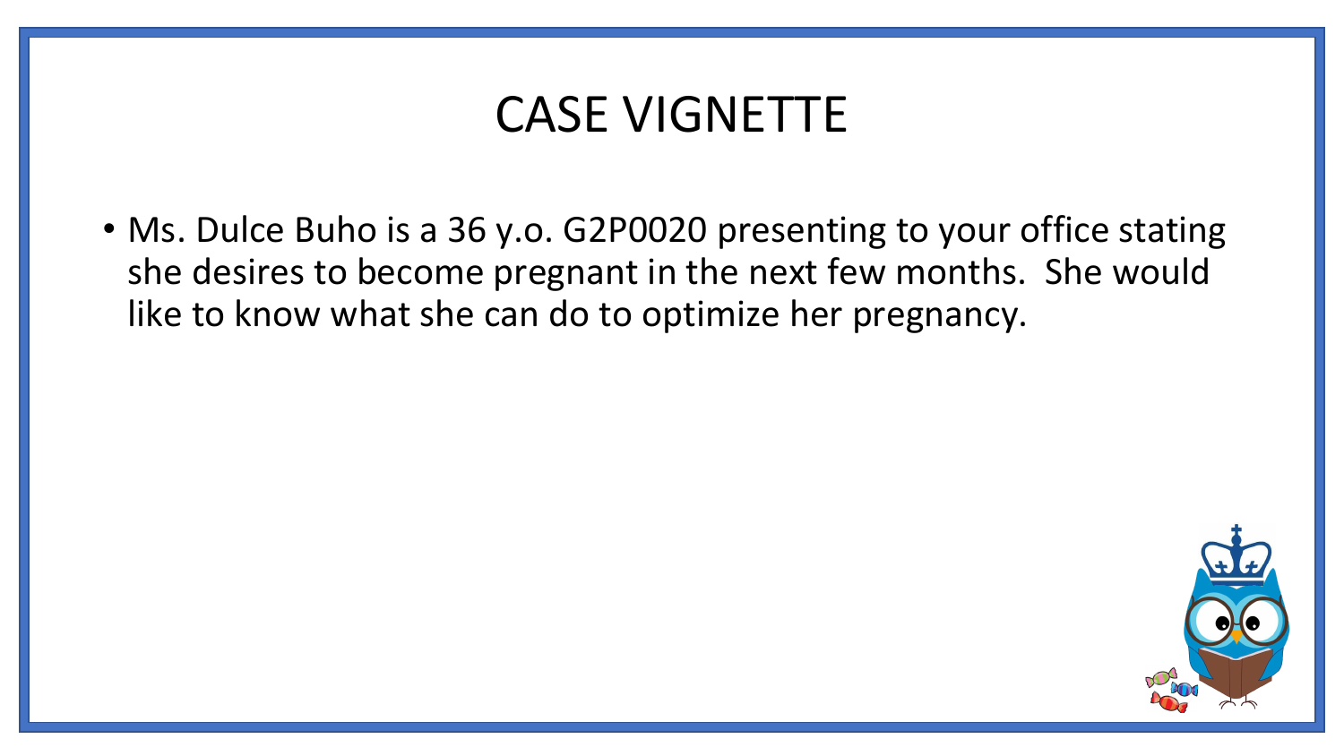# CASE VIGNETTE

- Ms. Dulce Buho is a 36 y.o. G2P0020 presenting to your office stating she desires to become pregnant in the next few months. She would like to know what she can do to optimize her pregnancy.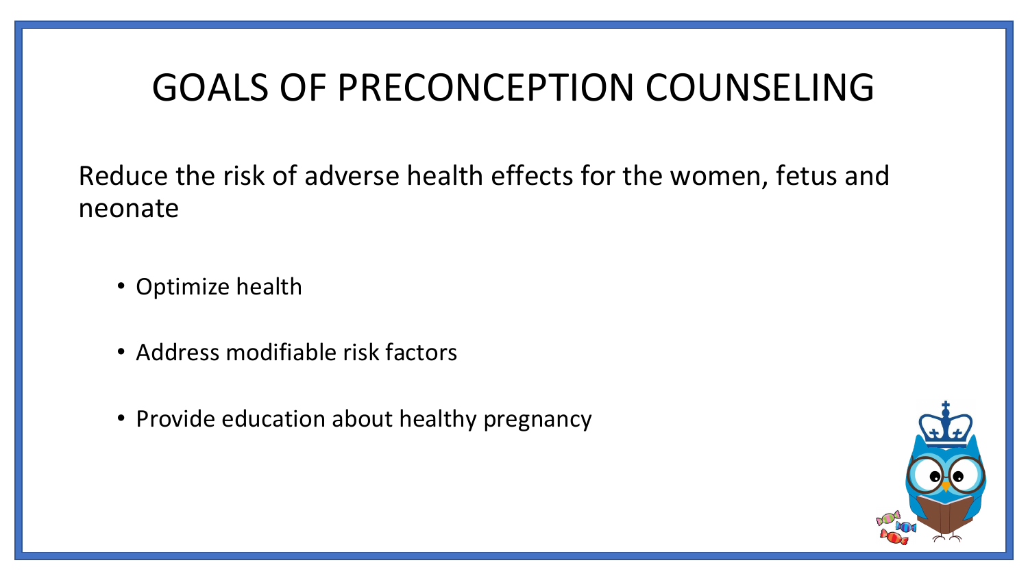# GOALS OF PRECONCEPTION COUNSELING

Reduce the risk of adverse health effects for the women, fetus and neonate

- Optimize health
- Address modifiable risk factors
- Provide education about healthy pregnancy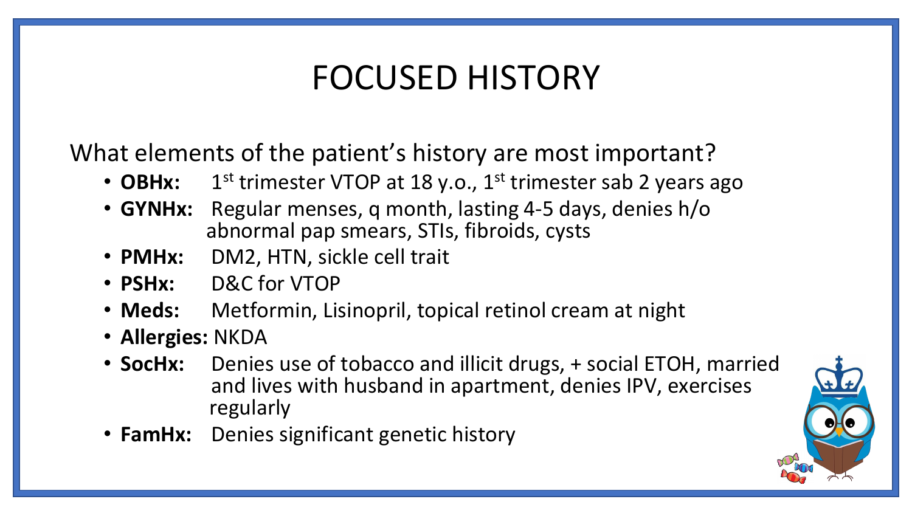# FOCUSED HISTORY

What elements of the patient's history are most important?

- **OBHx:** 1st trimester VTOP at 18 y.o., 1st trimester sab 2 years ago
- **GYNHx:** Regular menses, q month, lasting 4-5 days, denies h/o abnormal pap smears, STIs, fibroids, cysts
- **PMHx:** DM2, HTN, sickle cell trait
- **PSHx:** D&C for VTOP
- **Meds:** Metformin, Lisinopril, topical retinol cream at night
- **Allergies:** NKDA
- **SocHx:** Denies use of tobacco and illicit drugs, + social ETOH, married and lives with husband in apartment, denies IPV, exercises regularly
- **FamHx:** Denies significant genetic history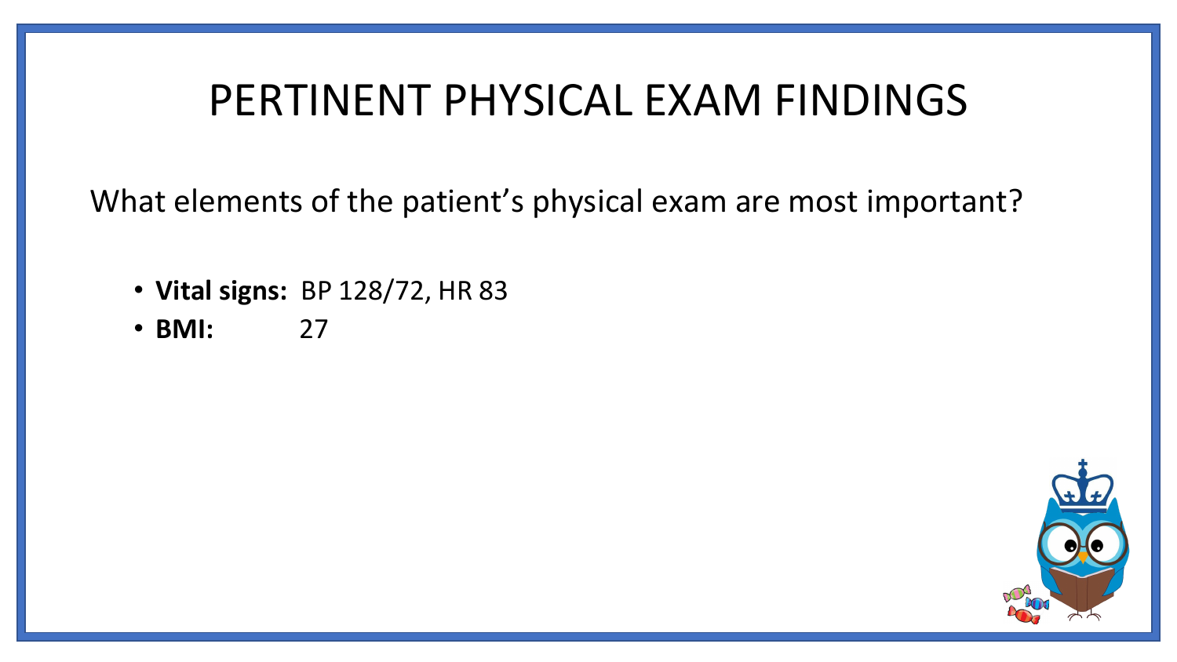# PERTINENT PHYSICAL EXAM FINDINGS

What elements of the patient's physical exam are most important?

- **Vital signs:** BP 128/72, HR 83
- **BMI:** 27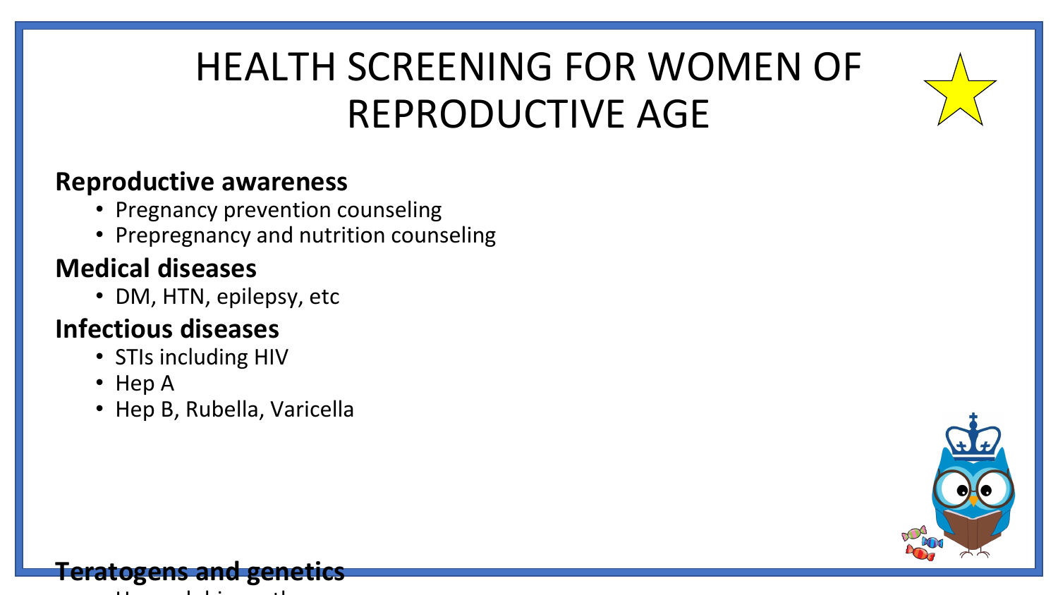# HEALTH SCREENING FOR WOMEN OF REPRODUCTIVE AGE

**Reproductive awareness**

- Pregnancy prevention counseling
- Prepregnancy and nutrition counseling

**Medical diseases**

- DM, HTN, epilepsy, etc

**Infectious diseases**

- STIs including HIV
- Hep A
- Hep B, Rubella, Varicella

**Teratogens and genetics**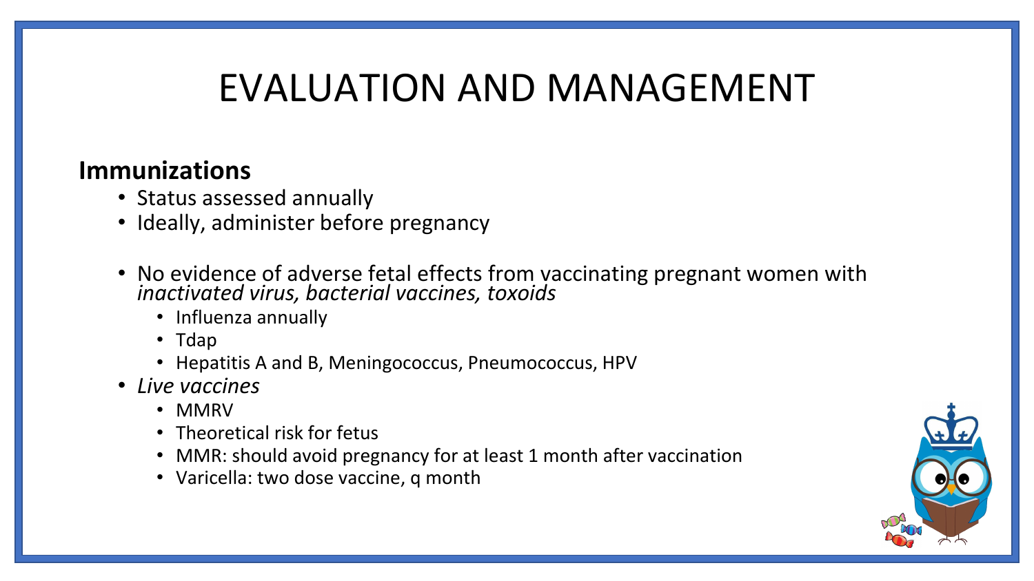# EVALUATION AND MANAGEMENT

**Immunizations**

- Status assessed annually
- Ideally, administer before pregnancy

- No evidence of adverse fetal effects from vaccinating pregnant women with *inactivated virus, bacterial vaccines, toxoids*
  - Influenza annually
  - Tdap
  - Hepatitis A and B, Meningococcus, Pneumococcus, HPV
- *Live vaccines*
  - MMRV
  - Theoretical risk for fetus
  - MMR: should avoid pregnancy for at least 1 month after vaccination
  - Varicella: two dose vaccine, q month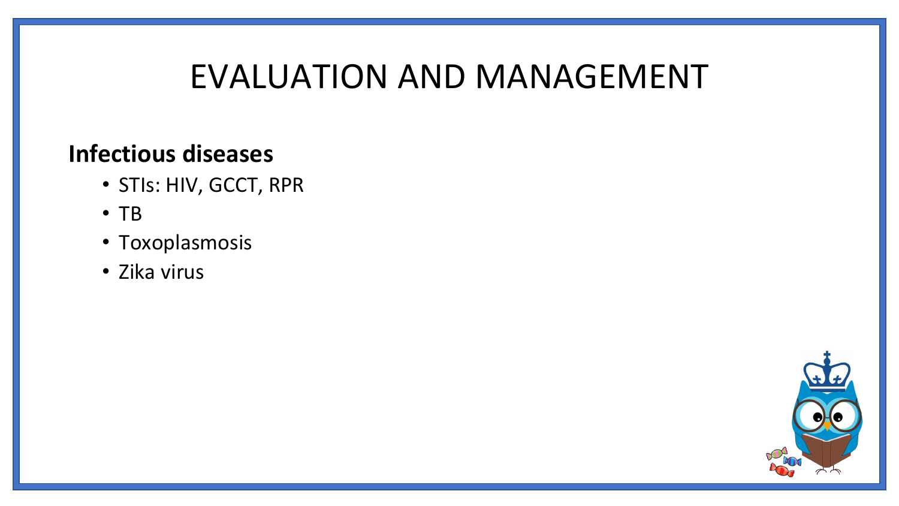# EVALUATION AND MANAGEMENT

**Infectious diseases**

- STIs: HIV, GCCT, RPR
- TB
- Toxoplasmosis
- Zika virus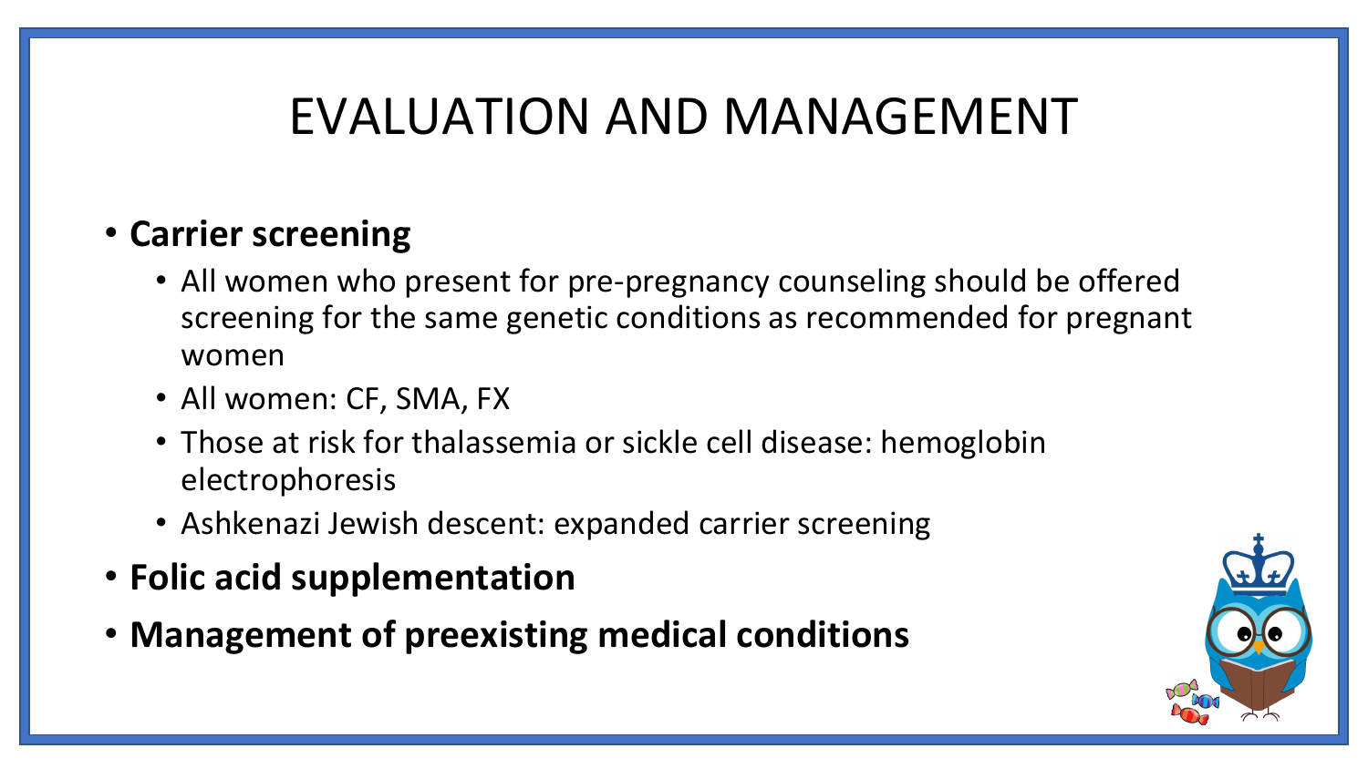# EVALUATION AND MANAGEMENT

- **Carrier screening**
  - All women who present for pre-pregnancy counseling should be offered screening for the same genetic conditions as recommended for pregnant women
  - All women: CF, SMA, FX
  - Those at risk for thalassemia or sickle cell disease: hemoglobin electrophoresis
  - Ashkenazi Jewish descent: expanded carrier screening
- **Folic acid supplementation**
- **Management of preexisting medical conditions**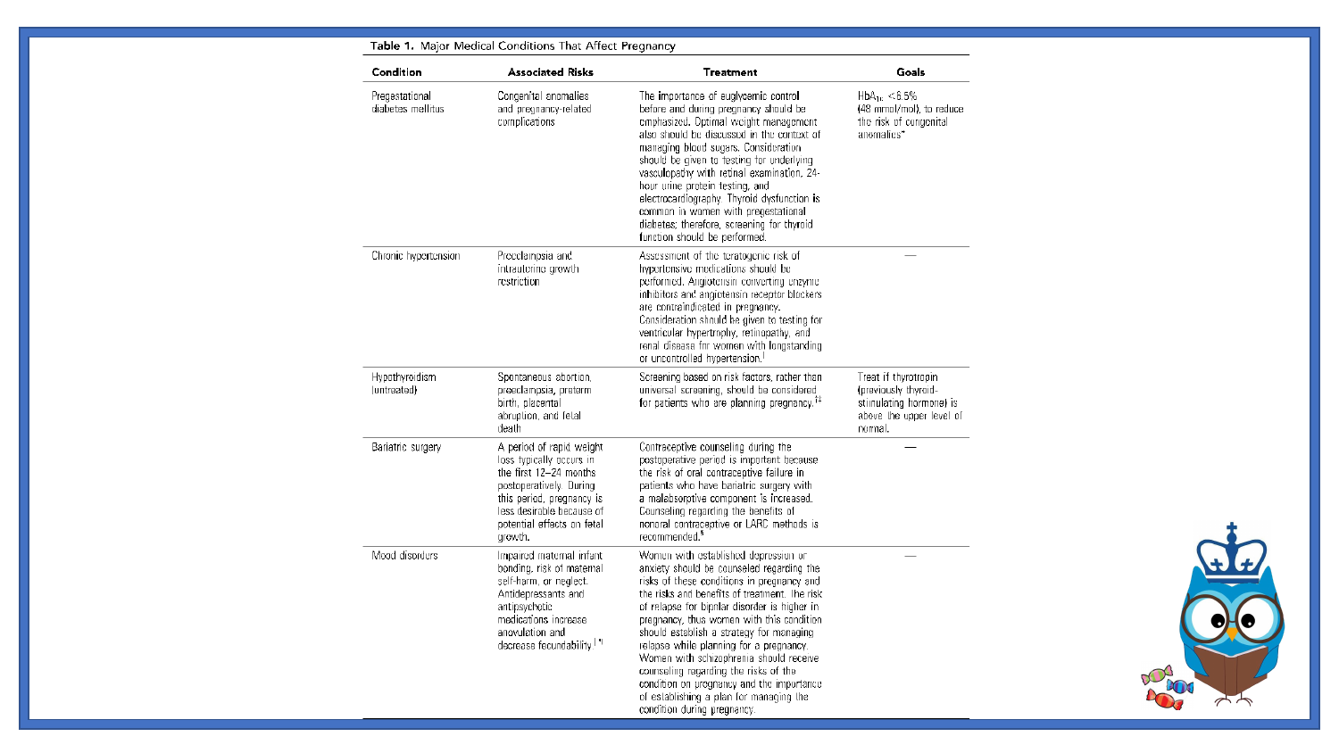Table 1. Major Medical Conditions That Affect Pregnancy

| Condition | Associated Risks | Treatment | Goals |
| --- | --- | --- | --- |
| Pregestational diabetes mellitus | Congenital anomalies and pregnancy-related complications | The importance of euglycemic control before and during pregnancy should be emphasized. Optimal weight management also should be discussed in the context of managing blood sugars. Consideration should be given to testing for underlying vasculopathy with retinal examination, 24-hour urine protein testing, and electrocardiography. Thyroid dysfunction is common in women with pregestational diabetes; therefore, screening for thyroid function should be performed. | $HbA_{1c}$ <6.5% (48 mmol/mol), to reduce the risk of congenital anomalies* |
| Chronic hypertension | Preeclampsia and intrauterine growth restriction | Assessment of the teratogenic risk of hypertensive medications should be performed. Angiotensin converting enzyme inhibitors and angiotensin receptor blockers are contraindicated in pregnancy. Consideration should be given to testing for ventricular hypertrophy, retinopathy, and renal disease for women with longstanding or uncontrolled hypertension.[†] | — |
| Hypothyroidism (untreated) | Spontaneous abortion, preeclampsia, preterm birth, placental abruption, and fetal death | Screening based on risk factors, rather than universal screening, should be considered for patients who are planning pregnancy.[‡] | Treat if thyrotropin (previously thyroid-stimulating hormone) is above the upper level of normal. |
| Bariatric surgery | A period of rapid weight loss typically occurs in the first 12–24 months postoperatively. During this period, pregnancy is less desirable because of potential effects on fetal growth. | Contraceptive counseling during the postoperative period is important because the risk of oral contraceptive failure in patients who have bariatric surgery with a malabsorptive component is increased. Counseling regarding the benefits of nonoral contraceptive or LARC methods is recommended.[§] | — |
| Mood disorders | Impaired maternal infant bonding, risk of maternal self-harm, or neglect. Antidepressants and antipsychotic medications increase anovulation and decrease fecundability.[∥,¶] | Women with established depression or anxiety should be counseled regarding the risks of these conditions in pregnancy and the risks and benefits of treatment. The risk of relapse for bipolar disorder is higher in pregnancy, thus women with this condition should establish a strategy for managing relapse while planning for a pregnancy. Women with schizophrenia should receive counseling regarding the risks of the condition on pregnancy and the importance of establishing a plan for managing the condition during pregnancy. | — |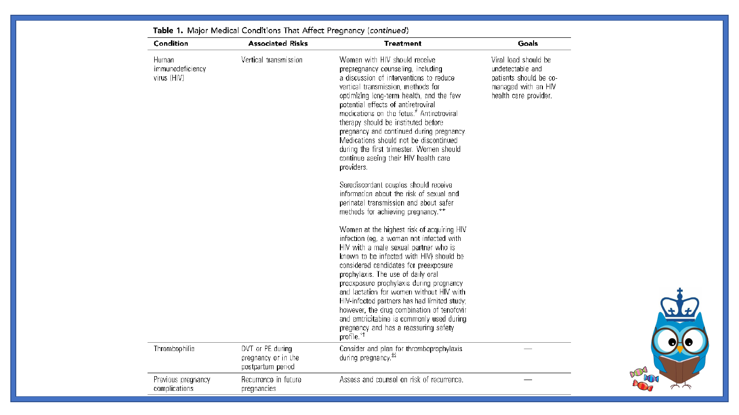**Table 1.** Major Medical Conditions That Affect Pregnancy *(continued)*

| Condition | Associated Risks | Treatment | Goals |
|---|---|---|---|
| Human immunodeficiency virus (HIV) | Vertical transmission | Women with HIV should receive prepregnancy counseling, including a discussion of interventions to reduce vertical transmission, methods for optimizing long-term health, and the few potential effects of antiretroviral medications on the fetus.[#] Antiretroviral therapy should be instituted before pregnancy and continued during pregnancy. Medications should not be discontinued during the first trimester. Women should continue seeing their HIV health care providers.<br><br>Serodiscordant couples should receive information about the risk of sexual and perinatal transmission and about safer methods for achieving pregnancy.[**]<br><br>Women at the highest risk of acquiring HIV infection (eg, a woman not infected with HIV with a male sexual partner who is known to be infected with HIV) should be considered candidates for preexposure prophylaxis. The use of daily oral preexposure prophylaxis during pregnancy and lactation for women without HIV with HIV-infected partners has had limited study; however, the drug combination of tenofovir and emtricitabine is commonly used during pregnancy and has a reassuring safety profile.[††] | Viral load should be undetectable and patients should be co-managed with an HIV health care provider. |
| Thrombophilia | DVT or PE during pregnancy or in the postpartum period | Consider and plan for thromboprophylaxis during pregnancy.[‡‡] | — |
| Previous pregnancy complications | Recurrence in future pregnancies | Assess and counsel on risk of recurrence. | — |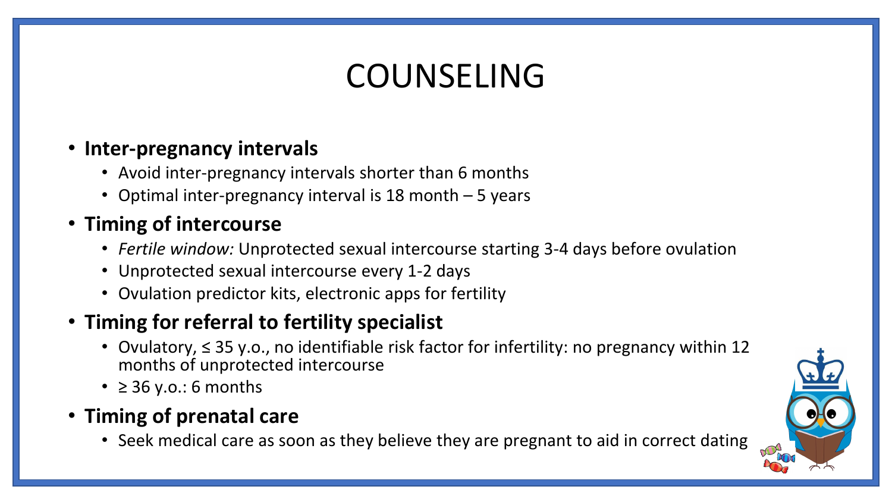# COUNSELING

- **Inter-pregnancy intervals**
  - Avoid inter-pregnancy intervals shorter than 6 months
  - Optimal inter-pregnancy interval is 18 month – 5 years
- **Timing of intercourse**
  - *Fertile window:* Unprotected sexual intercourse starting 3-4 days before ovulation
  - Unprotected sexual intercourse every 1-2 days
  - Ovulation predictor kits, electronic apps for fertility
- **Timing for referral to fertility specialist**
  - Ovulatory, ≤ 35 y.o., no identifiable risk factor for infertility: no pregnancy within 12 months of unprotected intercourse
  - ≥ 36 y.o.: 6 months
- **Timing of prenatal care**
  - Seek medical care as soon as they believe they are pregnant to aid in correct dating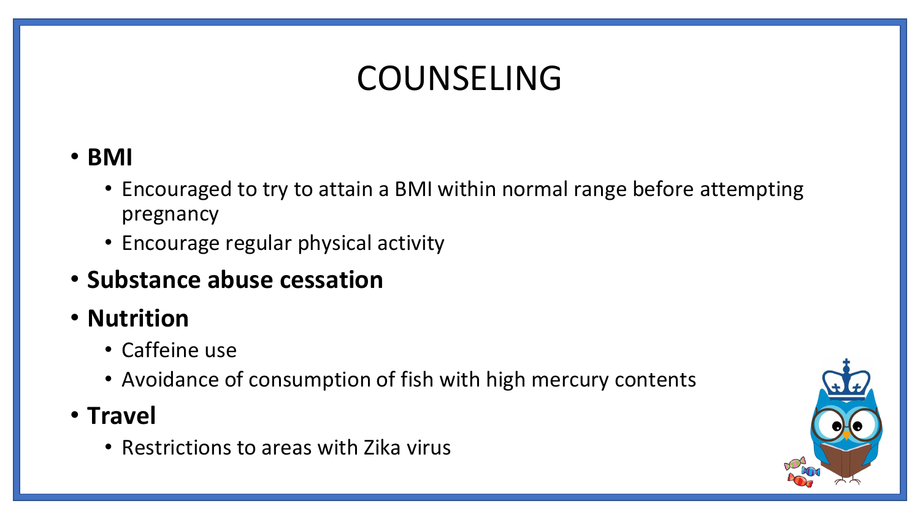# COUNSELING

- **BMI**
  - Encouraged to try to attain a BMI within normal range before attempting pregnancy
  - Encourage regular physical activity
- **Substance abuse cessation**
- **Nutrition**
  - Caffeine use
  - Avoidance of consumption of fish with high mercury contents
- **Travel**
  - Restrictions to areas with Zika virus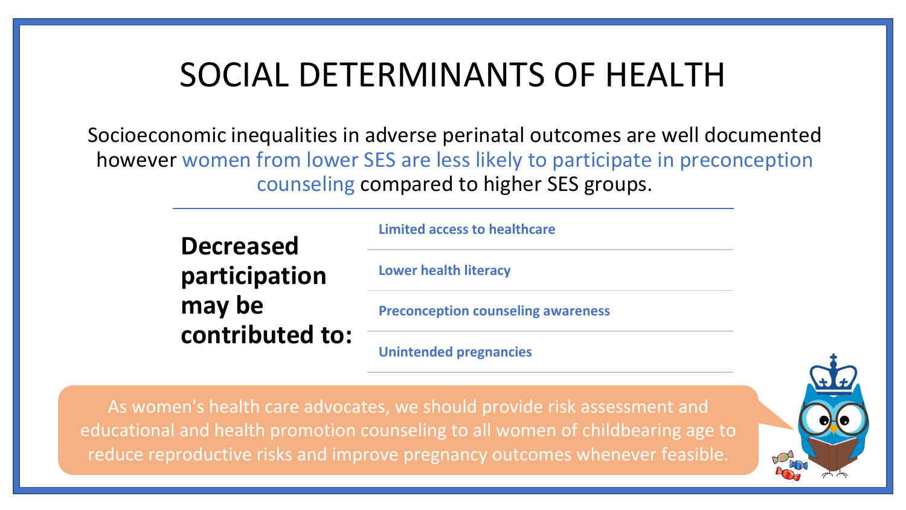# SOCIAL DETERMINANTS OF HEALTH

Socioeconomic inequalities in adverse perinatal outcomes are well documented however women from lower SES are less likely to participate in preconception counseling compared to higher SES groups.

**Decreased participation may be contributed to:**

- **Limited access to healthcare**
- **Lower health literacy**
- **Preconception counseling awareness**
- **Unintended pregnancies**

As women's health care advocates, we should provide risk assessment and educational and health promotion counseling to all women of childbearing age to reduce reproductive risks and improve pregnancy outcomes whenever feasible.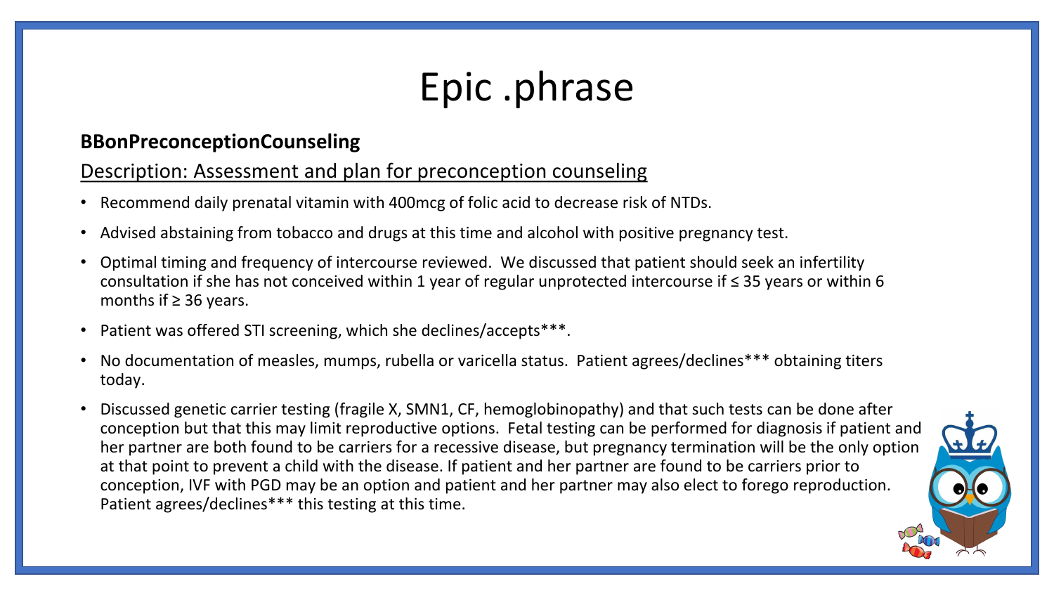# Epic .phrase

**BBonPreconceptionCounseling**

Description: Assessment and plan for preconception counseling

- Recommend daily prenatal vitamin with 400mcg of folic acid to decrease risk of NTDs.
- Advised abstaining from tobacco and drugs at this time and alcohol with positive pregnancy test.
- Optimal timing and frequency of intercourse reviewed. We discussed that patient should seek an infertility consultation if she has not conceived within 1 year of regular unprotected intercourse if ≤ 35 years or within 6 months if ≥ 36 years.
- Patient was offered STI screening, which she declines/accepts***.
- No documentation of measles, mumps, rubella or varicella status. Patient agrees/declines*** obtaining titers today.
- Discussed genetic carrier testing (fragile X, SMN1, CF, hemoglobinopathy) and that such tests can be done after conception but that this may limit reproductive options. Fetal testing can be performed for diagnosis if patient and her partner are both found to be carriers for a recessive disease, but pregnancy termination will be the only option at that point to prevent a child with the disease. If patient and her partner are found to be carriers prior to conception, IVF with PGD may be an option and patient and her partner may also elect to forego reproduction. Patient agrees/declines*** this testing at this time.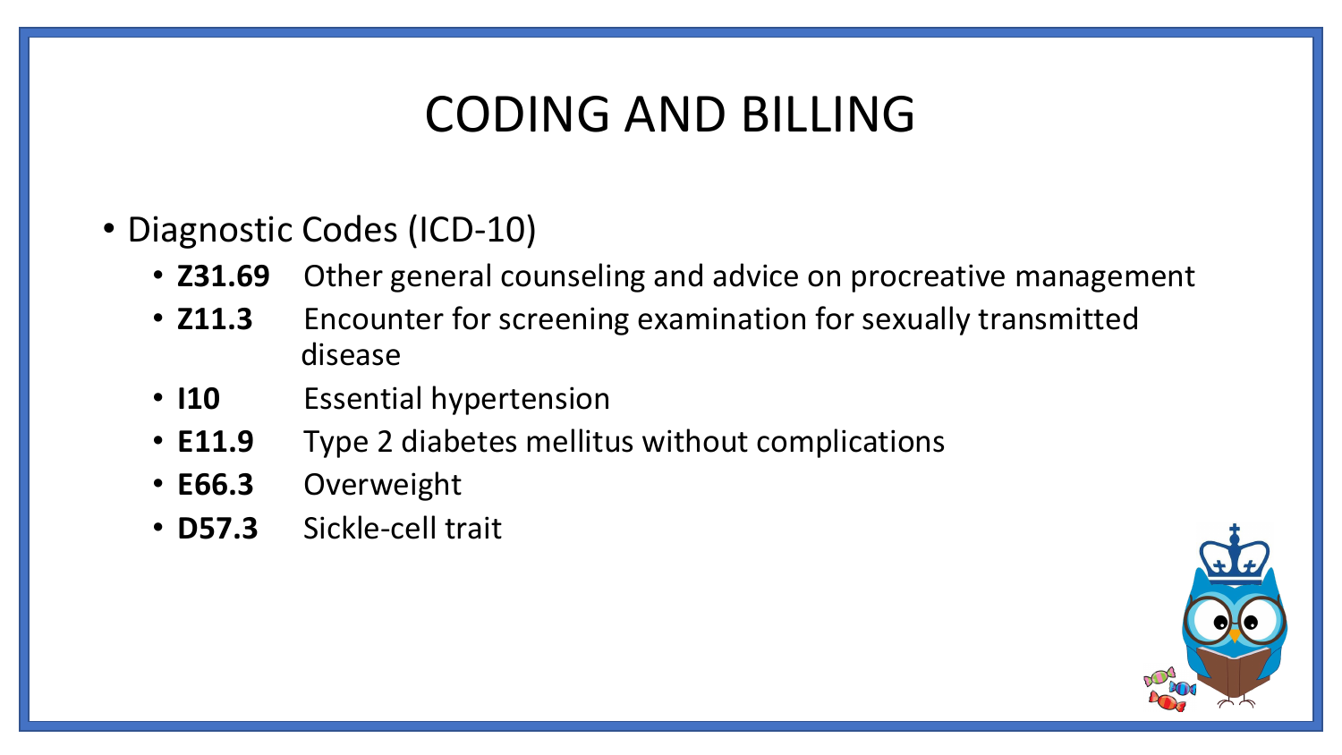# CODING AND BILLING

- Diagnostic Codes (ICD-10)
  - **Z31.69** Other general counseling and advice on procreative management
  - **Z11.3** Encounter for screening examination for sexually transmitted disease
  - **I10** Essential hypertension
  - **E11.9** Type 2 diabetes mellitus without complications
  - **E66.3** Overweight
  - **D57.3** Sickle-cell trait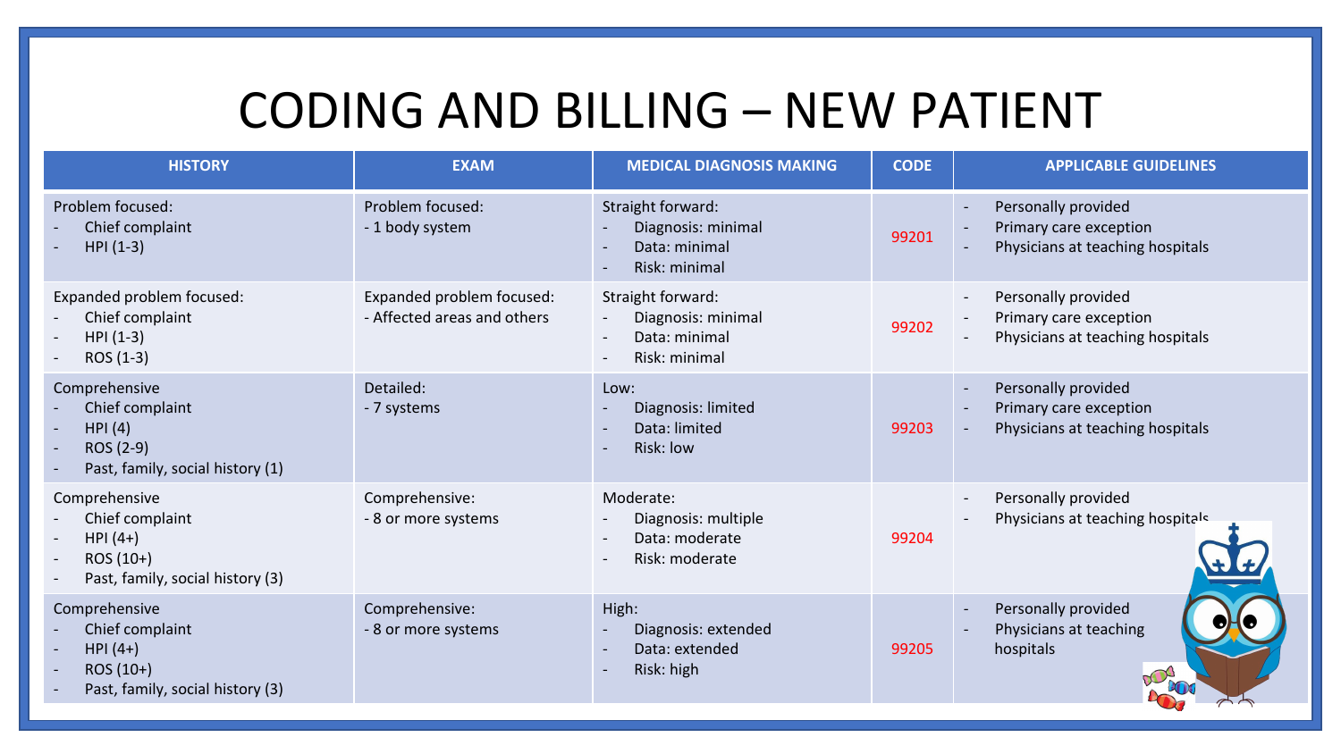# CODING AND BILLING – NEW PATIENT

| HISTORY | EXAM | MEDICAL DIAGNOSIS MAKING | CODE | APPLICABLE GUIDELINES |
|---|---|---|---|---|
| Problem focused:<br>- Chief complaint<br>- HPI (1-3) | Problem focused:<br>- 1 body system | Straight forward:<br>- Diagnosis: minimal<br>- Data: minimal<br>- Risk: minimal | 99201 | - Personally provided<br>- Primary care exception<br>- Physicians at teaching hospitals |
| Expanded problem focused:<br>- Chief complaint<br>- HPI (1-3)<br>- ROS (1-3) | Expanded problem focused:<br>- Affected areas and others | Straight forward:<br>- Diagnosis: minimal<br>- Data: minimal<br>- Risk: minimal | 99202 | - Personally provided<br>- Primary care exception<br>- Physicians at teaching hospitals |
| Comprehensive<br>- Chief complaint<br>- HPI (4)<br>- ROS (2-9)<br>- Past, family, social history (1) | Detailed:<br>- 7 systems | Low:<br>- Diagnosis: limited<br>- Data: limited<br>- Risk: low | 99203 | - Personally provided<br>- Primary care exception<br>- Physicians at teaching hospitals |
| Comprehensive<br>- Chief complaint<br>- HPI (4+)<br>- ROS (10+)<br>- Past, family, social history (3) | Comprehensive:<br>- 8 or more systems | Moderate:<br>- Diagnosis: multiple<br>- Data: moderate<br>- Risk: moderate | 99204 | - Personally provided<br>- Physicians at teaching hospitals |
| Comprehensive<br>- Chief complaint<br>- HPI (4+)<br>- ROS (10+)<br>- Past, family, social history (3) | Comprehensive:<br>- 8 or more systems | High:<br>- Diagnosis: extended<br>- Data: extended<br>- Risk: high | 99205 | - Personally provided<br>- Physicians at teaching hospitals |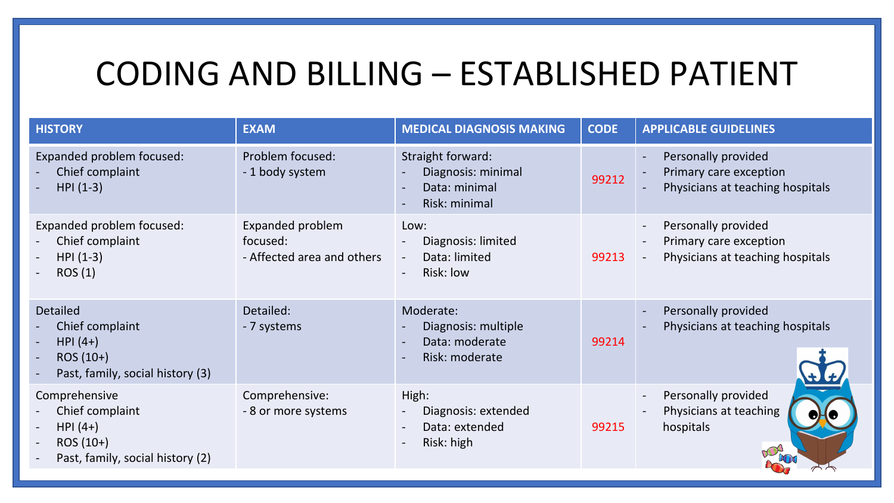# CODING AND BILLING – ESTABLISHED PATIENT

| HISTORY | EXAM | MEDICAL DIAGNOSIS MAKING | CODE | APPLICABLE GUIDELINES |
|---|---|---|---|---|
| Expanded problem focused:<br>- Chief complaint<br>- HPI (1-3) | Problem focused:<br>- 1 body system | Straight forward:<br>- Diagnosis: minimal<br>- Data: minimal<br>- Risk: minimal | 99212 | - Personally provided<br>- Primary care exception<br>- Physicians at teaching hospitals |
| Expanded problem focused:<br>- Chief complaint<br>- HPI (1-3)<br>- ROS (1) | Expanded problem focused:<br>- Affected area and others | Low:<br>- Diagnosis: limited<br>- Data: limited<br>- Risk: low | 99213 | - Personally provided<br>- Primary care exception<br>- Physicians at teaching hospitals |
| Detailed<br>- Chief complaint<br>- HPI (4+)<br>- ROS (10+)<br>- Past, family, social history (3) | Detailed:<br>- 7 systems | Moderate:<br>- Diagnosis: multiple<br>- Data: moderate<br>- Risk: moderate | 99214 | - Personally provided<br>- Physicians at teaching hospitals |
| Comprehensive<br>- Chief complaint<br>- HPI (4+)<br>- ROS (10+)<br>- Past, family, social history (2) | Comprehensive:<br>- 8 or more systems | High:<br>- Diagnosis: extended<br>- Data: extended<br>- Risk: high | 99215 | - Personally provided<br>- Physicians at teaching hospitals |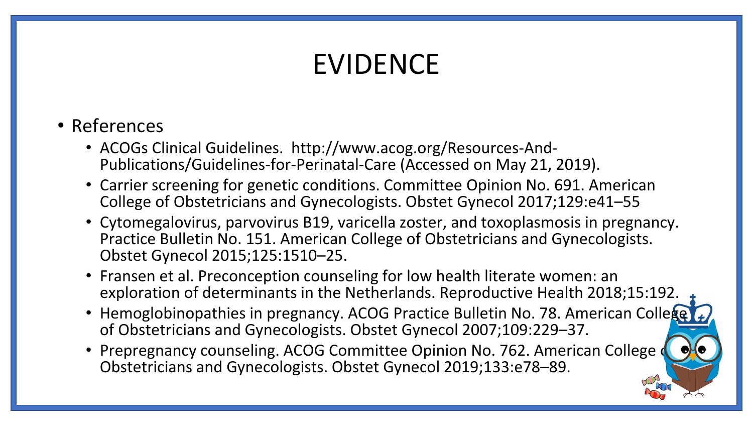# EVIDENCE

- References
  - ACOGs Clinical Guidelines. http://www.acog.org/Resources-And-Publications/Guidelines-for-Perinatal-Care (Accessed on May 21, 2019).
  - Carrier screening for genetic conditions. Committee Opinion No. 691. American College of Obstetricians and Gynecologists. Obstet Gynecol 2017;129:e41–55
  - Cytomegalovirus, parvovirus B19, varicella zoster, and toxoplasmosis in pregnancy. Practice Bulletin No. 151. American College of Obstetricians and Gynecologists. Obstet Gynecol 2015;125:1510–25.
  - Fransen et al. Preconception counseling for low health literate women: an exploration of determinants in the Netherlands. Reproductive Health 2018;15:192.
  - Hemoglobinopathies in pregnancy. ACOG Practice Bulletin No. 78. American College of Obstetricians and Gynecologists. Obstet Gynecol 2007;109:229–37.
  - Prepregnancy counseling. ACOG Committee Opinion No. 762. American College of Obstetricians and Gynecologists. Obstet Gynecol 2019;133:e78–89.